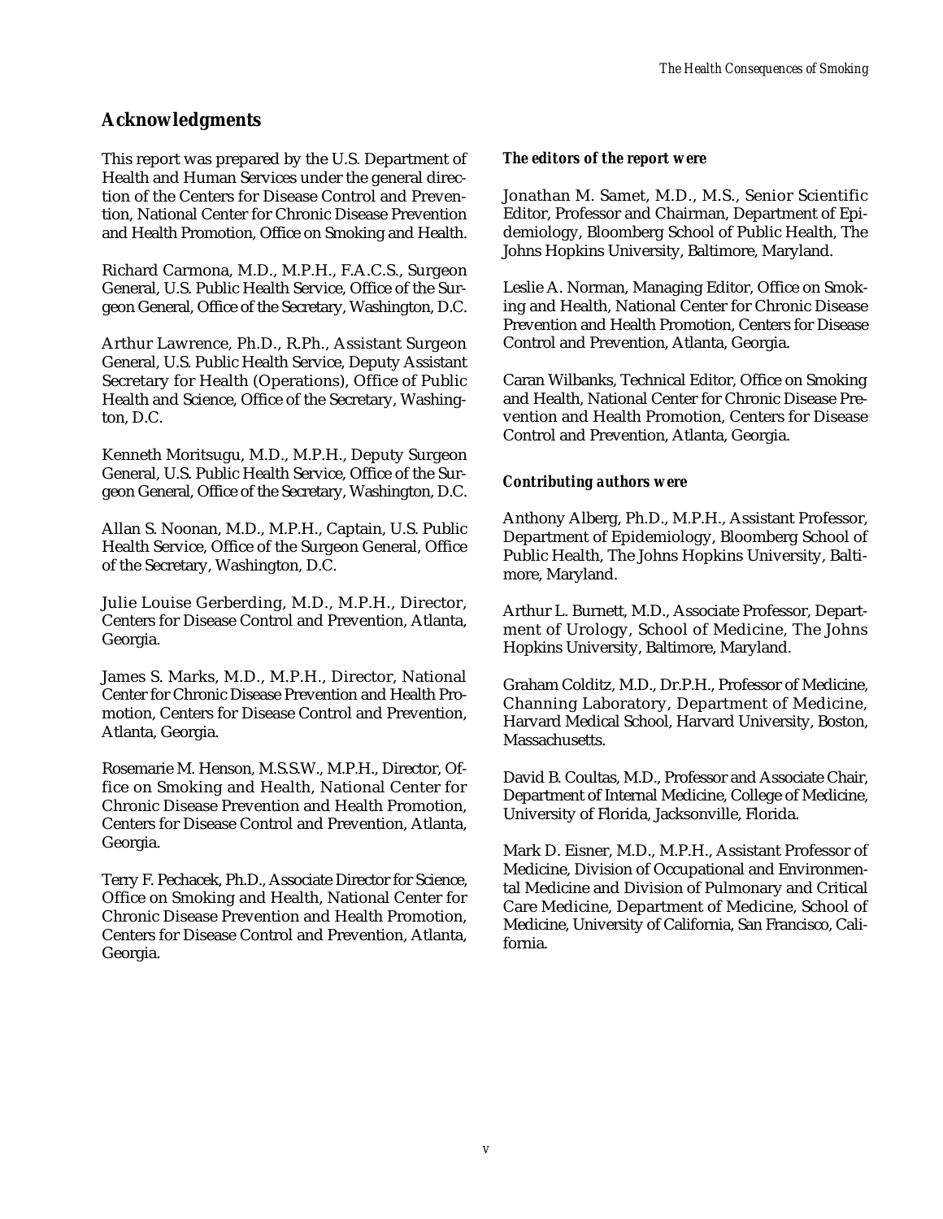## Acknowledgments

This report was prepared by the U.S. Department of Health and Human Services under the general direction of the Centers for Disease Control and Prevention, National Center for Chronic Disease Prevention and Health Promotion, Office on Smoking and Health.

Richard Carmona, M.D., M.P.H., F.A.C.S., Surgeon General, U.S. Public Health Service, Office of the Surgeon General, Office of the Secretary, Washington, D.C.

Arthur Lawrence, Ph.D., R.Ph., Assistant Surgeon General, U.S. Public Health Service, Deputy Assistant Secretary for Health (Operations), Office of Public Health and Science, Office of the Secretary, Washington, D.C.

Kenneth Moritsugu, M.D., M.P.H., Deputy Surgeon General, U.S. Public Health Service, Office of the Surgeon General, Office of the Secretary, Washington, D.C.

Allan S. Noonan, M.D., M.P.H., Captain, U.S. Public Health Service, Office of the Surgeon General, Office of the Secretary, Washington, D.C.

Julie Louise Gerberding, M.D., M.P.H., Director, Centers for Disease Control and Prevention, Atlanta, Georgia.

James S. Marks, M.D., M.P.H., Director, National Center for Chronic Disease Prevention and Health Promotion, Centers for Disease Control and Prevention, Atlanta, Georgia.

Rosemarie M. Henson, M.S.S.W., M.P.H., Director, Office on Smoking and Health, National Center for Chronic Disease Prevention and Health Promotion, Centers for Disease Control and Prevention, Atlanta, Georgia.

Terry F. Pechacek, Ph.D., Associate Director for Science, Office on Smoking and Health, National Center for Chronic Disease Prevention and Health Promotion, Centers for Disease Control and Prevention, Atlanta, Georgia.

***The editors of the report were***

Jonathan M. Samet, M.D., M.S., Senior Scientific Editor, Professor and Chairman, Department of Epidemiology, Bloomberg School of Public Health, The Johns Hopkins University, Baltimore, Maryland.

Leslie A. Norman, Managing Editor, Office on Smoking and Health, National Center for Chronic Disease Prevention and Health Promotion, Centers for Disease Control and Prevention, Atlanta, Georgia.

Caran Wilbanks, Technical Editor, Office on Smoking and Health, National Center for Chronic Disease Prevention and Health Promotion, Centers for Disease Control and Prevention, Atlanta, Georgia.

***Contributing authors were***

Anthony Alberg, Ph.D., M.P.H., Assistant Professor, Department of Epidemiology, Bloomberg School of Public Health, The Johns Hopkins University, Baltimore, Maryland.

Arthur L. Burnett, M.D., Associate Professor, Department of Urology, School of Medicine, The Johns Hopkins University, Baltimore, Maryland.

Graham Colditz, M.D., Dr.P.H., Professor of Medicine, Channing Laboratory, Department of Medicine, Harvard Medical School, Harvard University, Boston, Massachusetts.

David B. Coultas, M.D., Professor and Associate Chair, Department of Internal Medicine, College of Medicine, University of Florida, Jacksonville, Florida.

Mark D. Eisner, M.D., M.P.H., Assistant Professor of Medicine, Division of Occupational and Environmental Medicine and Division of Pulmonary and Critical Care Medicine, Department of Medicine, School of Medicine, University of California, San Francisco, California.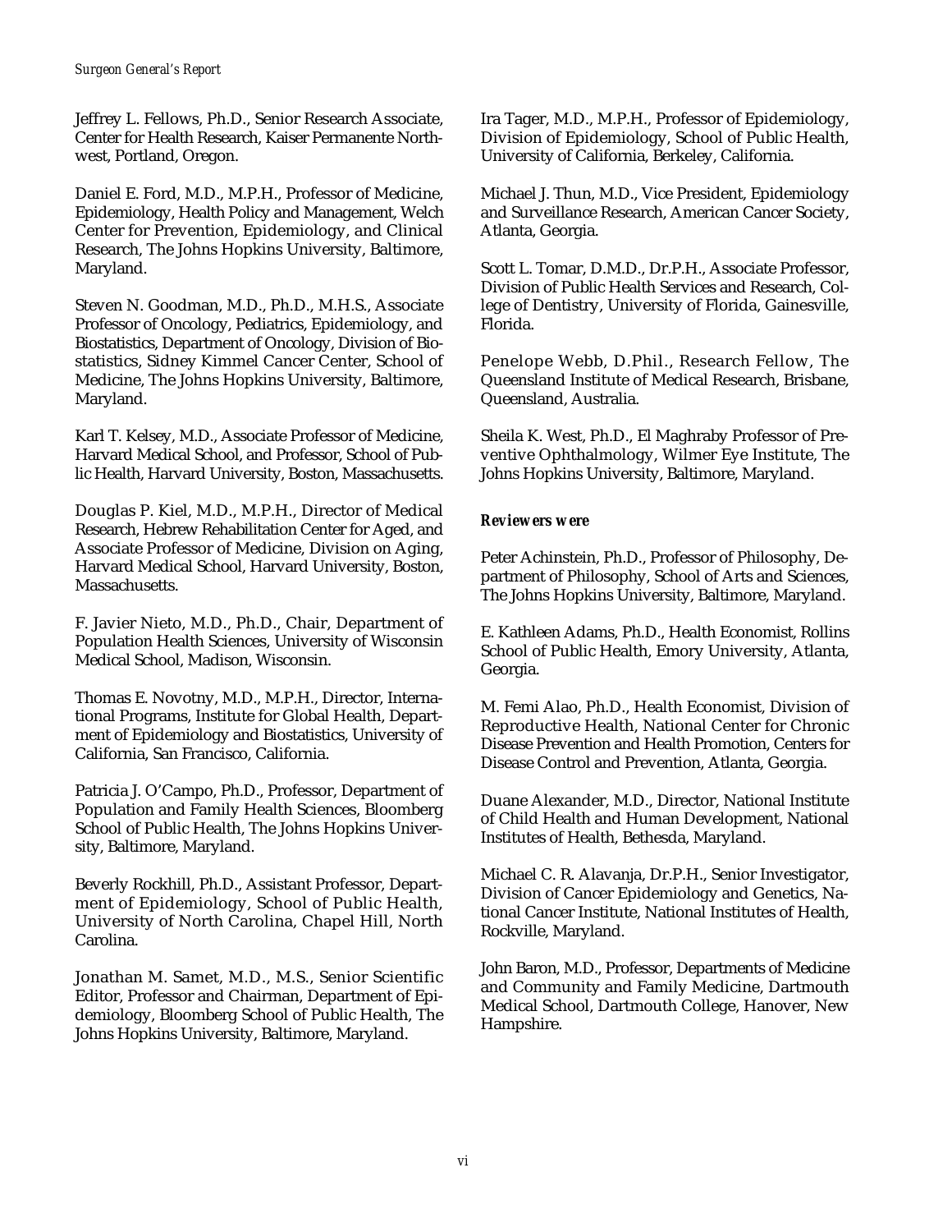Jeffrey L. Fellows, Ph.D., Senior Research Associate, Center for Health Research, Kaiser Permanente Northwest, Portland, Oregon.

Daniel E. Ford, M.D., M.P.H., Professor of Medicine, Epidemiology, Health Policy and Management, Welch Center for Prevention, Epidemiology, and Clinical Research, The Johns Hopkins University, Baltimore, Maryland.

Steven N. Goodman, M.D., Ph.D., M.H.S., Associate Professor of Oncology, Pediatrics, Epidemiology, and Biostatistics, Department of Oncology, Division of Biostatistics, Sidney Kimmel Cancer Center, School of Medicine, The Johns Hopkins University, Baltimore, Maryland.

Karl T. Kelsey, M.D., Associate Professor of Medicine, Harvard Medical School, and Professor, School of Public Health, Harvard University, Boston, Massachusetts.

Douglas P. Kiel, M.D., M.P.H., Director of Medical Research, Hebrew Rehabilitation Center for Aged, and Associate Professor of Medicine, Division on Aging, Harvard Medical School, Harvard University, Boston, Massachusetts.

F. Javier Nieto, M.D., Ph.D., Chair, Department of Population Health Sciences, University of Wisconsin Medical School, Madison, Wisconsin.

Thomas E. Novotny, M.D., M.P.H., Director, International Programs, Institute for Global Health, Department of Epidemiology and Biostatistics, University of California, San Francisco, California.

Patricia J. O'Campo, Ph.D., Professor, Department of Population and Family Health Sciences, Bloomberg School of Public Health, The Johns Hopkins University, Baltimore, Maryland.

Beverly Rockhill, Ph.D., Assistant Professor, Department of Epidemiology, School of Public Health, University of North Carolina, Chapel Hill, North Carolina.

Jonathan M. Samet, M.D., M.S., Senior Scientific Editor, Professor and Chairman, Department of Epidemiology, Bloomberg School of Public Health, The Johns Hopkins University, Baltimore, Maryland.

Ira Tager, M.D., M.P.H., Professor of Epidemiology, Division of Epidemiology, School of Public Health, University of California, Berkeley, California.

Michael J. Thun, M.D., Vice President, Epidemiology and Surveillance Research, American Cancer Society, Atlanta, Georgia.

Scott L. Tomar, D.M.D., Dr.P.H., Associate Professor, Division of Public Health Services and Research, College of Dentistry, University of Florida, Gainesville, Florida.

Penelope Webb, D.Phil., Research Fellow, The Queensland Institute of Medical Research, Brisbane, Queensland, Australia.

Sheila K. West, Ph.D., El Maghraby Professor of Preventive Ophthalmology, Wilmer Eye Institute, The Johns Hopkins University, Baltimore, Maryland.

**Reviewers were**

Peter Achinstein, Ph.D., Professor of Philosophy, Department of Philosophy, School of Arts and Sciences, The Johns Hopkins University, Baltimore, Maryland.

E. Kathleen Adams, Ph.D., Health Economist, Rollins School of Public Health, Emory University, Atlanta, Georgia.

M. Femi Alao, Ph.D., Health Economist, Division of Reproductive Health, National Center for Chronic Disease Prevention and Health Promotion, Centers for Disease Control and Prevention, Atlanta, Georgia.

Duane Alexander, M.D., Director, National Institute of Child Health and Human Development, National Institutes of Health, Bethesda, Maryland.

Michael C. R. Alavanja, Dr.P.H., Senior Investigator, Division of Cancer Epidemiology and Genetics, National Cancer Institute, National Institutes of Health, Rockville, Maryland.

John Baron, M.D., Professor, Departments of Medicine and Community and Family Medicine, Dartmouth Medical School, Dartmouth College, Hanover, New Hampshire.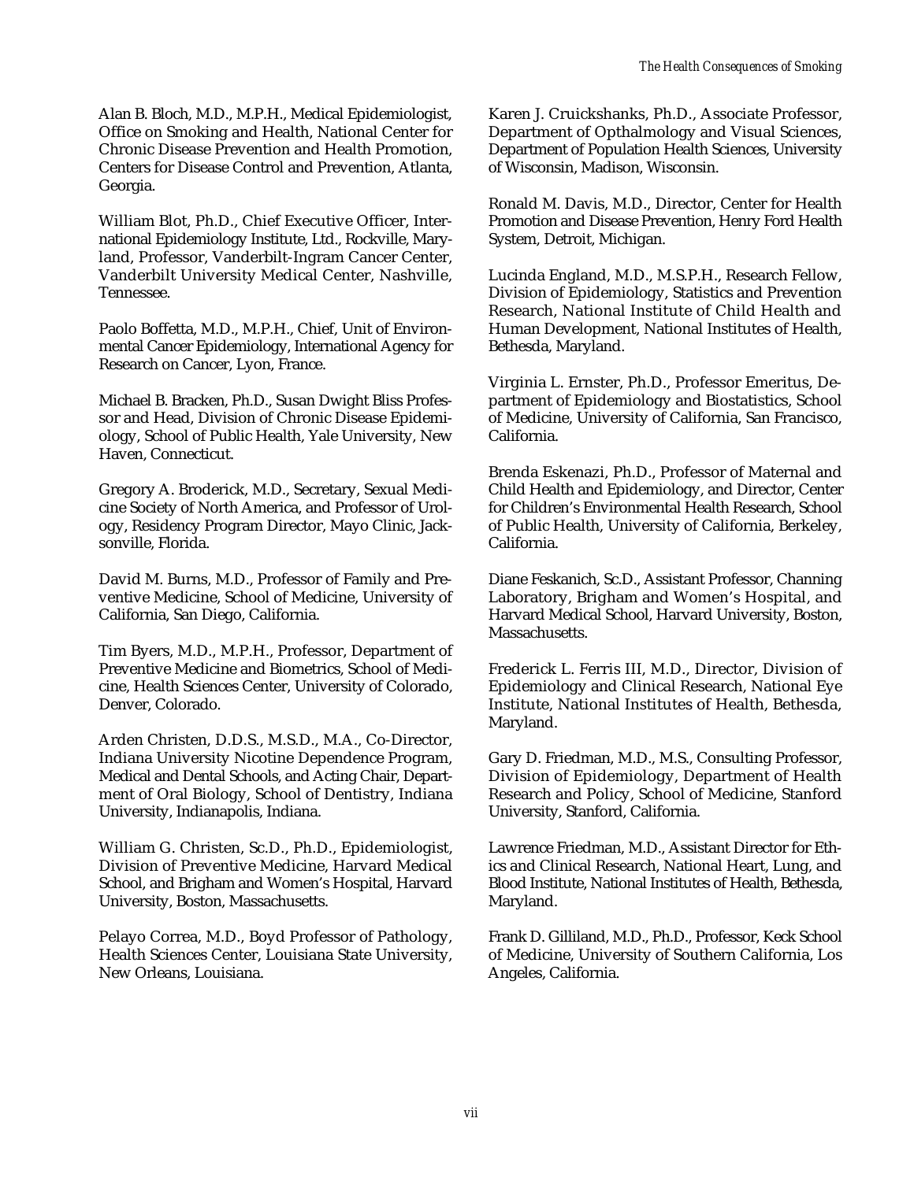Alan B. Bloch, M.D., M.P.H., Medical Epidemiologist, Office on Smoking and Health, National Center for Chronic Disease Prevention and Health Promotion, Centers for Disease Control and Prevention, Atlanta, Georgia.

William Blot, Ph.D., Chief Executive Officer, International Epidemiology Institute, Ltd., Rockville, Maryland, Professor, Vanderbilt-Ingram Cancer Center, Vanderbilt University Medical Center, Nashville, Tennessee.

Paolo Boffetta, M.D., M.P.H., Chief, Unit of Environmental Cancer Epidemiology, International Agency for Research on Cancer, Lyon, France.

Michael B. Bracken, Ph.D., Susan Dwight Bliss Professor and Head, Division of Chronic Disease Epidemiology, School of Public Health, Yale University, New Haven, Connecticut.

Gregory A. Broderick, M.D., Secretary, Sexual Medicine Society of North America, and Professor of Urology, Residency Program Director, Mayo Clinic, Jacksonville, Florida.

David M. Burns, M.D., Professor of Family and Preventive Medicine, School of Medicine, University of California, San Diego, California.

Tim Byers, M.D., M.P.H., Professor, Department of Preventive Medicine and Biometrics, School of Medicine, Health Sciences Center, University of Colorado, Denver, Colorado.

Arden Christen, D.D.S., M.S.D., M.A., Co-Director, Indiana University Nicotine Dependence Program, Medical and Dental Schools, and Acting Chair, Department of Oral Biology, School of Dentistry, Indiana University, Indianapolis, Indiana.

William G. Christen, Sc.D., Ph.D., Epidemiologist, Division of Preventive Medicine, Harvard Medical School, and Brigham and Women's Hospital, Harvard University, Boston, Massachusetts.

Pelayo Correa, M.D., Boyd Professor of Pathology, Health Sciences Center, Louisiana State University, New Orleans, Louisiana.

Karen J. Cruickshanks, Ph.D., Associate Professor, Department of Opthalmology and Visual Sciences, Department of Population Health Sciences, University of Wisconsin, Madison, Wisconsin.

Ronald M. Davis, M.D., Director, Center for Health Promotion and Disease Prevention, Henry Ford Health System, Detroit, Michigan.

Lucinda England, M.D., M.S.P.H., Research Fellow, Division of Epidemiology, Statistics and Prevention Research, National Institute of Child Health and Human Development, National Institutes of Health, Bethesda, Maryland.

Virginia L. Ernster, Ph.D., Professor Emeritus, Department of Epidemiology and Biostatistics, School of Medicine, University of California, San Francisco, California.

Brenda Eskenazi, Ph.D., Professor of Maternal and Child Health and Epidemiology, and Director, Center for Children's Environmental Health Research, School of Public Health, University of California, Berkeley, California.

Diane Feskanich, Sc.D., Assistant Professor, Channing Laboratory, Brigham and Women's Hospital, and Harvard Medical School, Harvard University, Boston, Massachusetts.

Frederick L. Ferris III, M.D., Director, Division of Epidemiology and Clinical Research, National Eye Institute, National Institutes of Health, Bethesda, Maryland.

Gary D. Friedman, M.D., M.S., Consulting Professor, Division of Epidemiology, Department of Health Research and Policy, School of Medicine, Stanford University, Stanford, California.

Lawrence Friedman, M.D., Assistant Director for Ethics and Clinical Research, National Heart, Lung, and Blood Institute, National Institutes of Health, Bethesda, Maryland.

Frank D. Gilliland, M.D., Ph.D., Professor, Keck School of Medicine, University of Southern California, Los Angeles, California.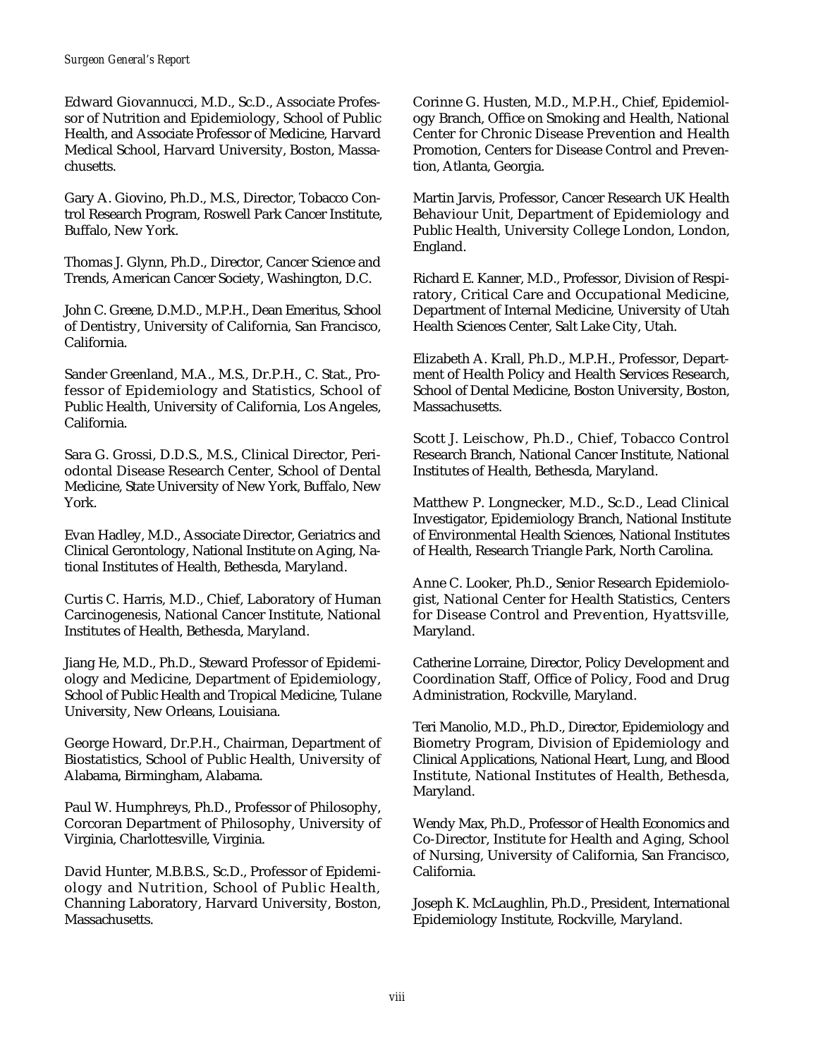Edward Giovannucci, M.D., Sc.D., Associate Professor of Nutrition and Epidemiology, School of Public Health, and Associate Professor of Medicine, Harvard Medical School, Harvard University, Boston, Massachusetts.

Gary A. Giovino, Ph.D., M.S., Director, Tobacco Control Research Program, Roswell Park Cancer Institute, Buffalo, New York.

Thomas J. Glynn, Ph.D., Director, Cancer Science and Trends, American Cancer Society, Washington, D.C.

John C. Greene, D.M.D., M.P.H., Dean Emeritus, School of Dentistry, University of California, San Francisco, California.

Sander Greenland, M.A., M.S., Dr.P.H., C. Stat., Professor of Epidemiology and Statistics, School of Public Health, University of California, Los Angeles, California.

Sara G. Grossi, D.D.S., M.S., Clinical Director, Periodontal Disease Research Center, School of Dental Medicine, State University of New York, Buffalo, New York.

Evan Hadley, M.D., Associate Director, Geriatrics and Clinical Gerontology, National Institute on Aging, National Institutes of Health, Bethesda, Maryland.

Curtis C. Harris, M.D., Chief, Laboratory of Human Carcinogenesis, National Cancer Institute, National Institutes of Health, Bethesda, Maryland.

Jiang He, M.D., Ph.D., Steward Professor of Epidemiology and Medicine, Department of Epidemiology, School of Public Health and Tropical Medicine, Tulane University, New Orleans, Louisiana.

George Howard, Dr.P.H., Chairman, Department of Biostatistics, School of Public Health, University of Alabama, Birmingham, Alabama.

Paul W. Humphreys, Ph.D., Professor of Philosophy, Corcoran Department of Philosophy, University of Virginia, Charlottesville, Virginia.

David Hunter, M.B.B.S., Sc.D., Professor of Epidemiology and Nutrition, School of Public Health, Channing Laboratory, Harvard University, Boston, Massachusetts.

Corinne G. Husten, M.D., M.P.H., Chief, Epidemiology Branch, Office on Smoking and Health, National Center for Chronic Disease Prevention and Health Promotion, Centers for Disease Control and Prevention, Atlanta, Georgia.

Martin Jarvis, Professor, Cancer Research UK Health Behaviour Unit, Department of Epidemiology and Public Health, University College London, London, England.

Richard E. Kanner, M.D., Professor, Division of Respiratory, Critical Care and Occupational Medicine, Department of Internal Medicine, University of Utah Health Sciences Center, Salt Lake City, Utah.

Elizabeth A. Krall, Ph.D., M.P.H., Professor, Department of Health Policy and Health Services Research, School of Dental Medicine, Boston University, Boston, Massachusetts.

Scott J. Leischow, Ph.D., Chief, Tobacco Control Research Branch, National Cancer Institute, National Institutes of Health, Bethesda, Maryland.

Matthew P. Longnecker, M.D., Sc.D., Lead Clinical Investigator, Epidemiology Branch, National Institute of Environmental Health Sciences, National Institutes of Health, Research Triangle Park, North Carolina.

Anne C. Looker, Ph.D., Senior Research Epidemiologist, National Center for Health Statistics, Centers for Disease Control and Prevention, Hyattsville, Maryland.

Catherine Lorraine, Director, Policy Development and Coordination Staff, Office of Policy, Food and Drug Administration, Rockville, Maryland.

Teri Manolio, M.D., Ph.D., Director, Epidemiology and Biometry Program, Division of Epidemiology and Clinical Applications, National Heart, Lung, and Blood Institute, National Institutes of Health, Bethesda, Maryland.

Wendy Max, Ph.D., Professor of Health Economics and Co-Director, Institute for Health and Aging, School of Nursing, University of California, San Francisco, California.

Joseph K. McLaughlin, Ph.D., President, International Epidemiology Institute, Rockville, Maryland.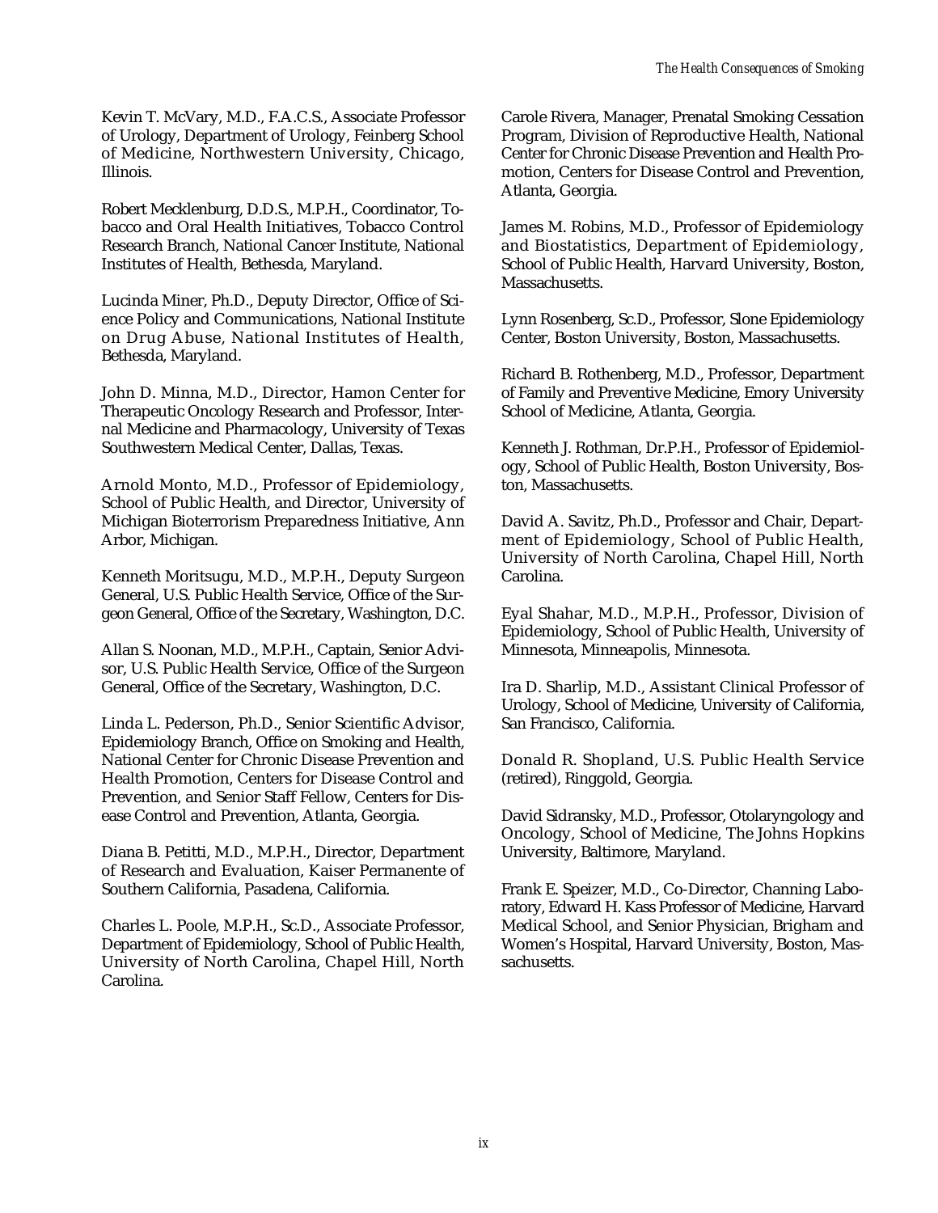Kevin T. McVary, M.D., F.A.C.S., Associate Professor of Urology, Department of Urology, Feinberg School of Medicine, Northwestern University, Chicago, Illinois.

Robert Mecklenburg, D.D.S., M.P.H., Coordinator, Tobacco and Oral Health Initiatives, Tobacco Control Research Branch, National Cancer Institute, National Institutes of Health, Bethesda, Maryland.

Lucinda Miner, Ph.D., Deputy Director, Office of Science Policy and Communications, National Institute on Drug Abuse, National Institutes of Health, Bethesda, Maryland.

John D. Minna, M.D., Director, Hamon Center for Therapeutic Oncology Research and Professor, Internal Medicine and Pharmacology, University of Texas Southwestern Medical Center, Dallas, Texas.

Arnold Monto, M.D., Professor of Epidemiology, School of Public Health, and Director, University of Michigan Bioterrorism Preparedness Initiative, Ann Arbor, Michigan.

Kenneth Moritsugu, M.D., M.P.H., Deputy Surgeon General, U.S. Public Health Service, Office of the Surgeon General, Office of the Secretary, Washington, D.C.

Allan S. Noonan, M.D., M.P.H., Captain, Senior Advisor, U.S. Public Health Service, Office of the Surgeon General, Office of the Secretary, Washington, D.C.

Linda L. Pederson, Ph.D., Senior Scientific Advisor, Epidemiology Branch, Office on Smoking and Health, National Center for Chronic Disease Prevention and Health Promotion, Centers for Disease Control and Prevention, and Senior Staff Fellow, Centers for Disease Control and Prevention, Atlanta, Georgia.

Diana B. Petitti, M.D., M.P.H., Director, Department of Research and Evaluation, Kaiser Permanente of Southern California, Pasadena, California.

Charles L. Poole, M.P.H., Sc.D., Associate Professor, Department of Epidemiology, School of Public Health, University of North Carolina, Chapel Hill, North Carolina.

Carole Rivera, Manager, Prenatal Smoking Cessation Program, Division of Reproductive Health, National Center for Chronic Disease Prevention and Health Promotion, Centers for Disease Control and Prevention, Atlanta, Georgia.

James M. Robins, M.D., Professor of Epidemiology and Biostatistics, Department of Epidemiology, School of Public Health, Harvard University, Boston, Massachusetts.

Lynn Rosenberg, Sc.D., Professor, Slone Epidemiology Center, Boston University, Boston, Massachusetts.

Richard B. Rothenberg, M.D., Professor, Department of Family and Preventive Medicine, Emory University School of Medicine, Atlanta, Georgia.

Kenneth J. Rothman, Dr.P.H., Professor of Epidemiology, School of Public Health, Boston University, Boston, Massachusetts.

David A. Savitz, Ph.D., Professor and Chair, Department of Epidemiology, School of Public Health, University of North Carolina, Chapel Hill, North Carolina.

Eyal Shahar, M.D., M.P.H., Professor, Division of Epidemiology, School of Public Health, University of Minnesota, Minneapolis, Minnesota.

Ira D. Sharlip, M.D., Assistant Clinical Professor of Urology, School of Medicine, University of California, San Francisco, California.

Donald R. Shopland, U.S. Public Health Service (retired), Ringgold, Georgia.

David Sidransky, M.D., Professor, Otolaryngology and Oncology, School of Medicine, The Johns Hopkins University, Baltimore, Maryland.

Frank E. Speizer, M.D., Co-Director, Channing Laboratory, Edward H. Kass Professor of Medicine, Harvard Medical School, and Senior Physician, Brigham and Women's Hospital, Harvard University, Boston, Massachusetts.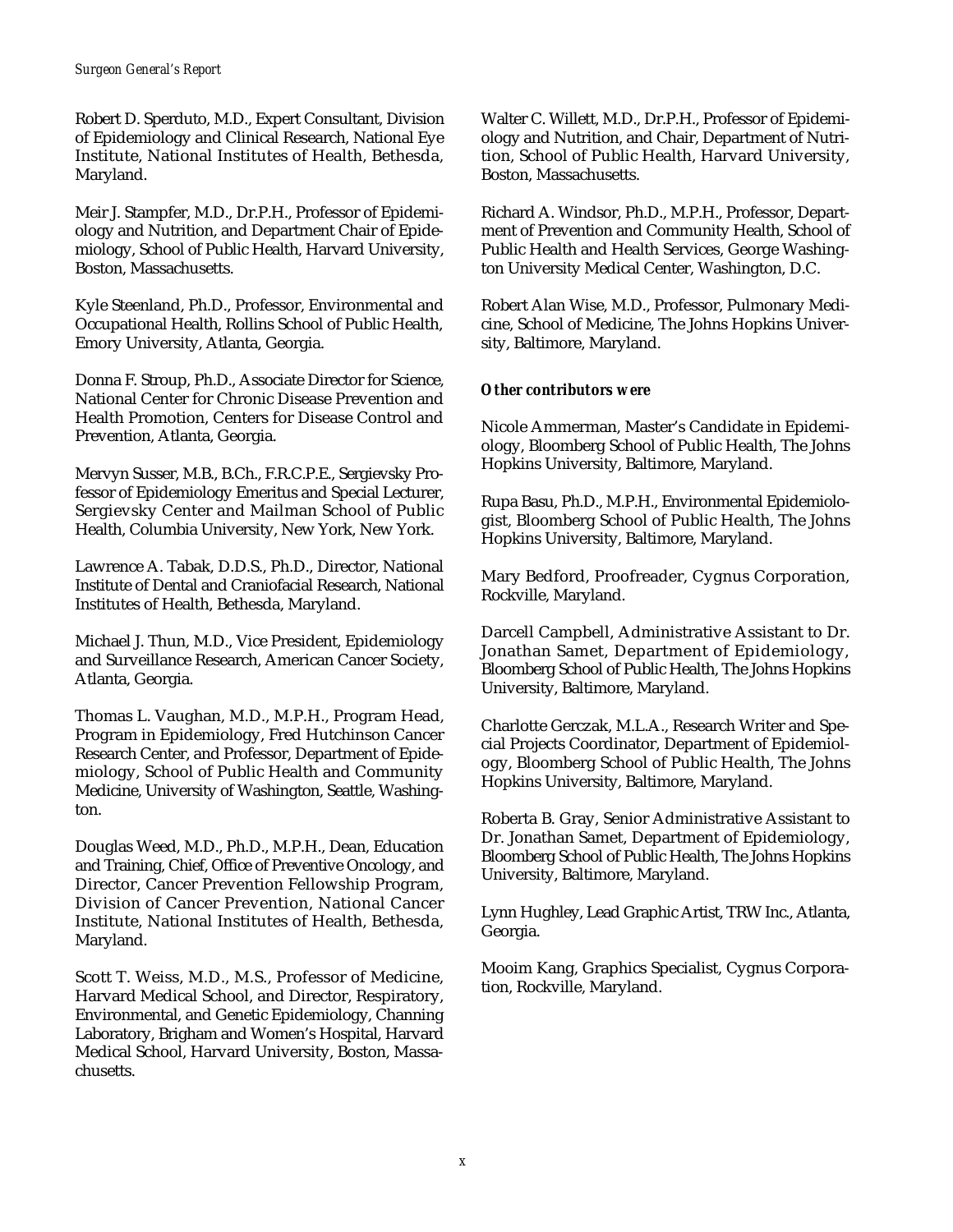Robert D. Sperduto, M.D., Expert Consultant, Division of Epidemiology and Clinical Research, National Eye Institute, National Institutes of Health, Bethesda, Maryland.

Meir J. Stampfer, M.D., Dr.P.H., Professor of Epidemiology and Nutrition, and Department Chair of Epidemiology, School of Public Health, Harvard University, Boston, Massachusetts.

Kyle Steenland, Ph.D., Professor, Environmental and Occupational Health, Rollins School of Public Health, Emory University, Atlanta, Georgia.

Donna F. Stroup, Ph.D., Associate Director for Science, National Center for Chronic Disease Prevention and Health Promotion, Centers for Disease Control and Prevention, Atlanta, Georgia.

Mervyn Susser, M.B., B.Ch., F.R.C.P.E., Sergievsky Professor of Epidemiology Emeritus and Special Lecturer, Sergievsky Center and Mailman School of Public Health, Columbia University, New York, New York.

Lawrence A. Tabak, D.D.S., Ph.D., Director, National Institute of Dental and Craniofacial Research, National Institutes of Health, Bethesda, Maryland.

Michael J. Thun, M.D., Vice President, Epidemiology and Surveillance Research, American Cancer Society, Atlanta, Georgia.

Thomas L. Vaughan, M.D., M.P.H., Program Head, Program in Epidemiology, Fred Hutchinson Cancer Research Center, and Professor, Department of Epidemiology, School of Public Health and Community Medicine, University of Washington, Seattle, Washington.

Douglas Weed, M.D., Ph.D., M.P.H., Dean, Education and Training, Chief, Office of Preventive Oncology, and Director, Cancer Prevention Fellowship Program, Division of Cancer Prevention, National Cancer Institute, National Institutes of Health, Bethesda, Maryland.

Scott T. Weiss, M.D., M.S., Professor of Medicine, Harvard Medical School, and Director, Respiratory, Environmental, and Genetic Epidemiology, Channing Laboratory, Brigham and Women's Hospital, Harvard Medical School, Harvard University, Boston, Massachusetts.

Walter C. Willett, M.D., Dr.P.H., Professor of Epidemiology and Nutrition, and Chair, Department of Nutrition, School of Public Health, Harvard University, Boston, Massachusetts.

Richard A. Windsor, Ph.D., M.P.H., Professor, Department of Prevention and Community Health, School of Public Health and Health Services, George Washington University Medical Center, Washington, D.C.

Robert Alan Wise, M.D., Professor, Pulmonary Medicine, School of Medicine, The Johns Hopkins University, Baltimore, Maryland.

***Other contributors were***

Nicole Ammerman, Master's Candidate in Epidemiology, Bloomberg School of Public Health, The Johns Hopkins University, Baltimore, Maryland.

Rupa Basu, Ph.D., M.P.H., Environmental Epidemiologist, Bloomberg School of Public Health, The Johns Hopkins University, Baltimore, Maryland.

Mary Bedford, Proofreader, Cygnus Corporation, Rockville, Maryland.

Darcell Campbell, Administrative Assistant to Dr. Jonathan Samet, Department of Epidemiology, Bloomberg School of Public Health, The Johns Hopkins University, Baltimore, Maryland.

Charlotte Gerczak, M.L.A., Research Writer and Special Projects Coordinator, Department of Epidemiology, Bloomberg School of Public Health, The Johns Hopkins University, Baltimore, Maryland.

Roberta B. Gray, Senior Administrative Assistant to Dr. Jonathan Samet, Department of Epidemiology, Bloomberg School of Public Health, The Johns Hopkins University, Baltimore, Maryland.

Lynn Hughley, Lead Graphic Artist, TRW Inc., Atlanta, Georgia.

Mooim Kang, Graphics Specialist, Cygnus Corporation, Rockville, Maryland.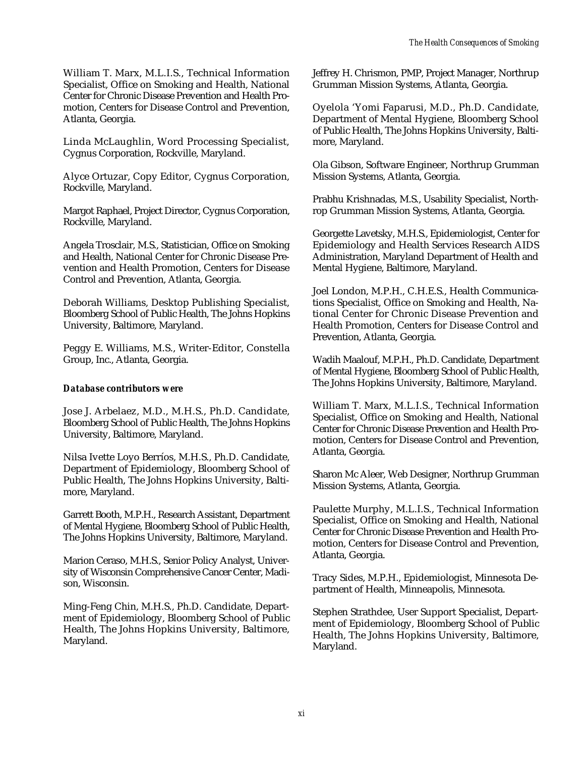William T. Marx, M.L.I.S., Technical Information Specialist, Office on Smoking and Health, National Center for Chronic Disease Prevention and Health Promotion, Centers for Disease Control and Prevention, Atlanta, Georgia.

Linda McLaughlin, Word Processing Specialist, Cygnus Corporation, Rockville, Maryland.

Alyce Ortuzar, Copy Editor, Cygnus Corporation, Rockville, Maryland.

Margot Raphael, Project Director, Cygnus Corporation, Rockville, Maryland.

Angela Trosclair, M.S., Statistician, Office on Smoking and Health, National Center for Chronic Disease Prevention and Health Promotion, Centers for Disease Control and Prevention, Atlanta, Georgia.

Deborah Williams, Desktop Publishing Specialist, Bloomberg School of Public Health, The Johns Hopkins University, Baltimore, Maryland.

Peggy E. Williams, M.S., Writer-Editor, Constella Group, Inc., Atlanta, Georgia.

***Database contributors were***

Jose J. Arbelaez, M.D., M.H.S., Ph.D. Candidate, Bloomberg School of Public Health, The Johns Hopkins University, Baltimore, Maryland.

Nilsa Ivette Loyo Berríos, M.H.S., Ph.D. Candidate, Department of Epidemiology, Bloomberg School of Public Health, The Johns Hopkins University, Baltimore, Maryland.

Garrett Booth, M.P.H., Research Assistant, Department of Mental Hygiene, Bloomberg School of Public Health, The Johns Hopkins University, Baltimore, Maryland.

Marion Ceraso, M.H.S., Senior Policy Analyst, University of Wisconsin Comprehensive Cancer Center, Madison, Wisconsin.

Ming-Feng Chin, M.H.S., Ph.D. Candidate, Department of Epidemiology, Bloomberg School of Public Health, The Johns Hopkins University, Baltimore, Maryland.

Jeffrey H. Chrismon, PMP, Project Manager, Northrup Grumman Mission Systems, Atlanta, Georgia.

Oyelola 'Yomi Faparusi, M.D., Ph.D. Candidate, Department of Mental Hygiene, Bloomberg School of Public Health, The Johns Hopkins University, Baltimore, Maryland.

Ola Gibson, Software Engineer, Northrup Grumman Mission Systems, Atlanta, Georgia.

Prabhu Krishnadas, M.S., Usability Specialist, Northrop Grumman Mission Systems, Atlanta, Georgia.

Georgette Lavetsky, M.H.S., Epidemiologist, Center for Epidemiology and Health Services Research AIDS Administration, Maryland Department of Health and Mental Hygiene, Baltimore, Maryland.

Joel London, M.P.H., C.H.E.S., Health Communications Specialist, Office on Smoking and Health, National Center for Chronic Disease Prevention and Health Promotion, Centers for Disease Control and Prevention, Atlanta, Georgia.

Wadih Maalouf, M.P.H., Ph.D. Candidate, Department of Mental Hygiene, Bloomberg School of Public Health, The Johns Hopkins University, Baltimore, Maryland.

William T. Marx, M.L.I.S., Technical Information Specialist, Office on Smoking and Health, National Center for Chronic Disease Prevention and Health Promotion, Centers for Disease Control and Prevention, Atlanta, Georgia.

Sharon Mc Aleer, Web Designer, Northrup Grumman Mission Systems, Atlanta, Georgia.

Paulette Murphy, M.L.I.S., Technical Information Specialist, Office on Smoking and Health, National Center for Chronic Disease Prevention and Health Promotion, Centers for Disease Control and Prevention, Atlanta, Georgia.

Tracy Sides, M.P.H., Epidemiologist, Minnesota Department of Health, Minneapolis, Minnesota.

Stephen Strathdee, User Support Specialist, Department of Epidemiology, Bloomberg School of Public Health, The Johns Hopkins University, Baltimore, Maryland.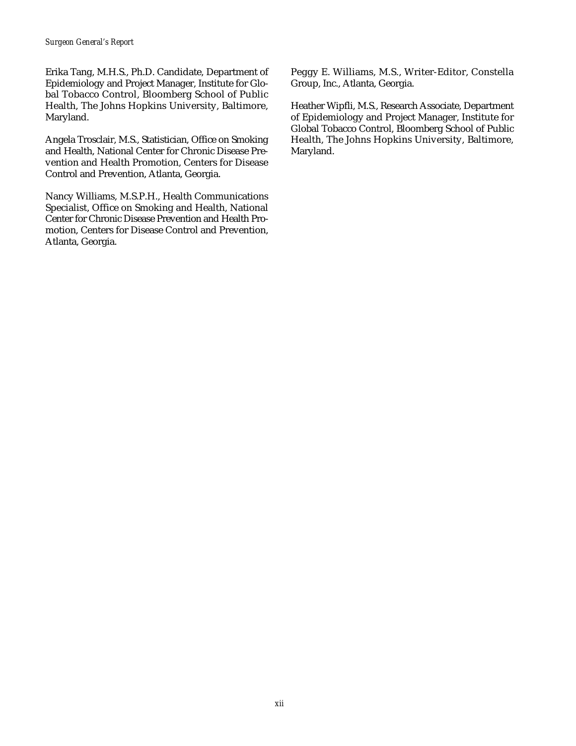Erika Tang, M.H.S., Ph.D. Candidate, Department of Epidemiology and Project Manager, Institute for Global Tobacco Control, Bloomberg School of Public Health, The Johns Hopkins University, Baltimore, Maryland.

Angela Trosclair, M.S., Statistician, Office on Smoking and Health, National Center for Chronic Disease Prevention and Health Promotion, Centers for Disease Control and Prevention, Atlanta, Georgia.

Nancy Williams, M.S.P.H., Health Communications Specialist, Office on Smoking and Health, National Center for Chronic Disease Prevention and Health Promotion, Centers for Disease Control and Prevention, Atlanta, Georgia.

Peggy E. Williams, M.S., Writer-Editor, Constella Group, Inc., Atlanta, Georgia.

Heather Wipfli, M.S., Research Associate, Department of Epidemiology and Project Manager, Institute for Global Tobacco Control, Bloomberg School of Public Health, The Johns Hopkins University, Baltimore, Maryland.